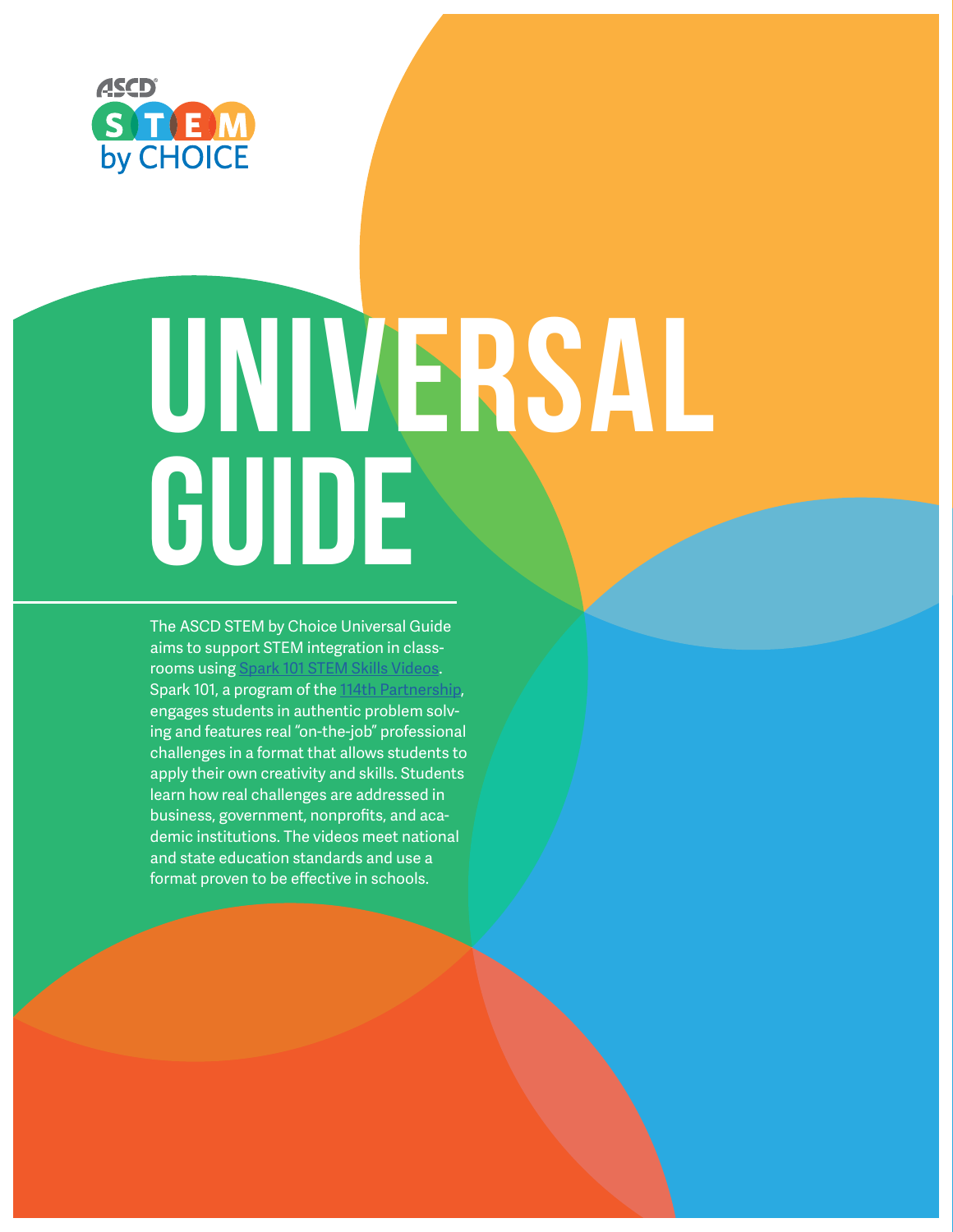ASCD

STEM by CHOICE

# UNIVERSAL GUIDE

The ASCD STEM by Choice Universal Guide aims to support STEM integration in classrooms using Spark 101 STEM Skills Videos. Spark 101, a program of the 114th Partnership, engages students in authentic problem solving and features real "on-the-job" professional challenges in a format that allows students to apply their own creativity and skills. Students learn how real challenges are addressed in business, government, nonprofits, and academic institutions. The videos meet national and state education standards and use a format proven to be effective in schools.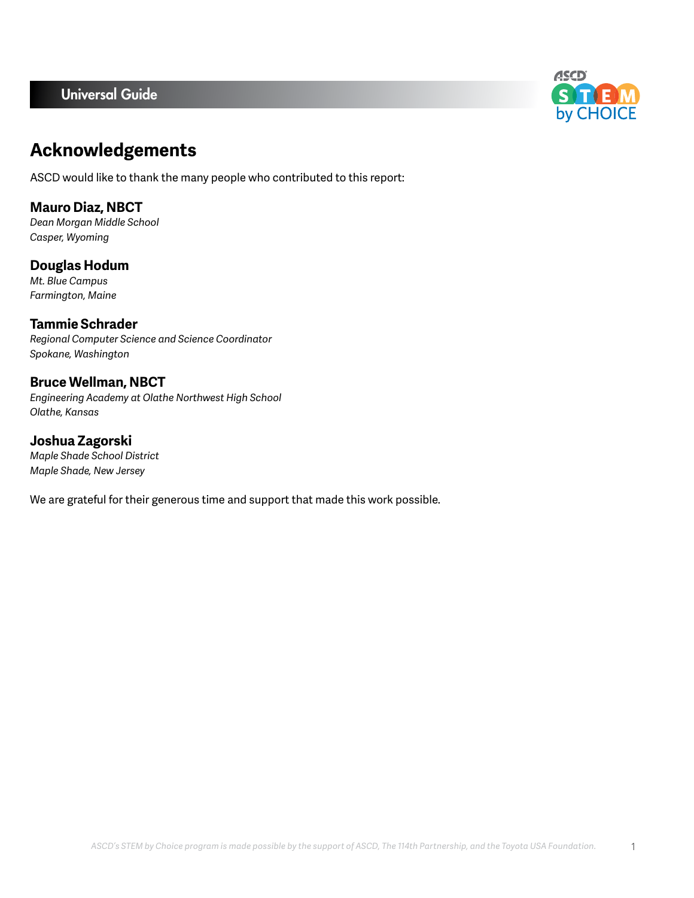# Acknowledgements

ASCD would like to thank the many people who contributed to this report:

**Mauro Diaz, NBCT**
*Dean Morgan Middle School*
*Casper, Wyoming*

**Douglas Hodum**
*Mt. Blue Campus*
*Farmington, Maine*

**Tammie Schrader**
*Regional Computer Science and Science Coordinator*
*Spokane, Washington*

**Bruce Wellman, NBCT**
*Engineering Academy at Olathe Northwest High School*
*Olathe, Kansas*

**Joshua Zagorski**
*Maple Shade School District*
*Maple Shade, New Jersey*

We are grateful for their generous time and support that made this work possible.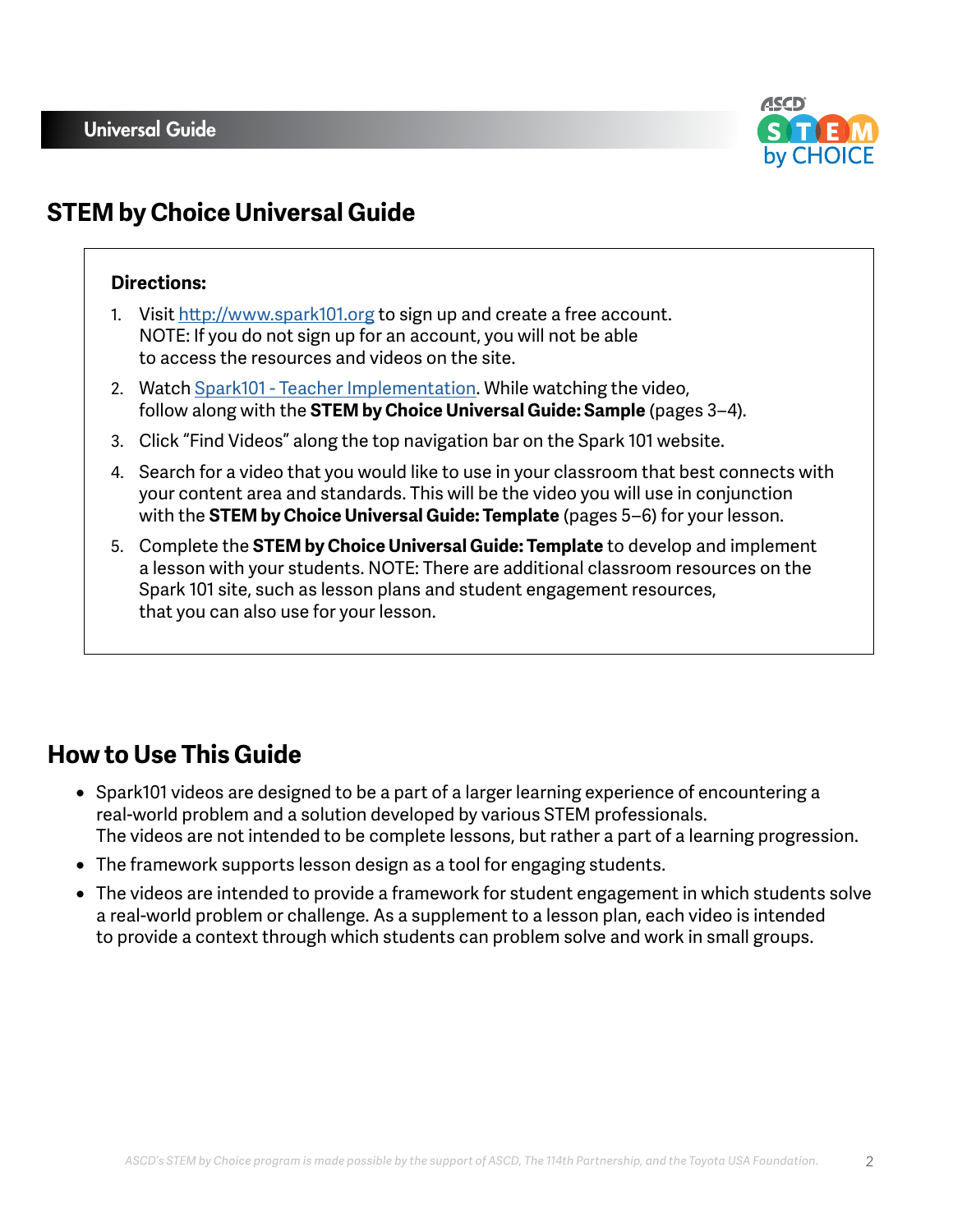## STEM by Choice Universal Guide

**Directions:**

1. Visit [http://www.spark101.org](http://www.spark101.org) to sign up and create a free account. NOTE: If you do not sign up for an account, you will not be able to access the resources and videos on the site.
2. Watch Spark101 - Teacher Implementation. While watching the video, follow along with the **STEM by Choice Universal Guide: Sample** (pages 3–4).
3. Click "Find Videos" along the top navigation bar on the Spark 101 website.
4. Search for a video that you would like to use in your classroom that best connects with your content area and standards. This will be the video you will use in conjunction with the **STEM by Choice Universal Guide: Template** (pages 5–6) for your lesson.
5. Complete the **STEM by Choice Universal Guide: Template** to develop and implement a lesson with your students. NOTE: There are additional classroom resources on the Spark 101 site, such as lesson plans and student engagement resources, that you can also use for your lesson.

## How to Use This Guide

- Spark101 videos are designed to be a part of a larger learning experience of encountering a real-world problem and a solution developed by various STEM professionals. The videos are not intended to be complete lessons, but rather a part of a learning progression.
- The framework supports lesson design as a tool for engaging students.
- The videos are intended to provide a framework for student engagement in which students solve a real-world problem or challenge. As a supplement to a lesson plan, each video is intended to provide a context through which students can problem solve and work in small groups.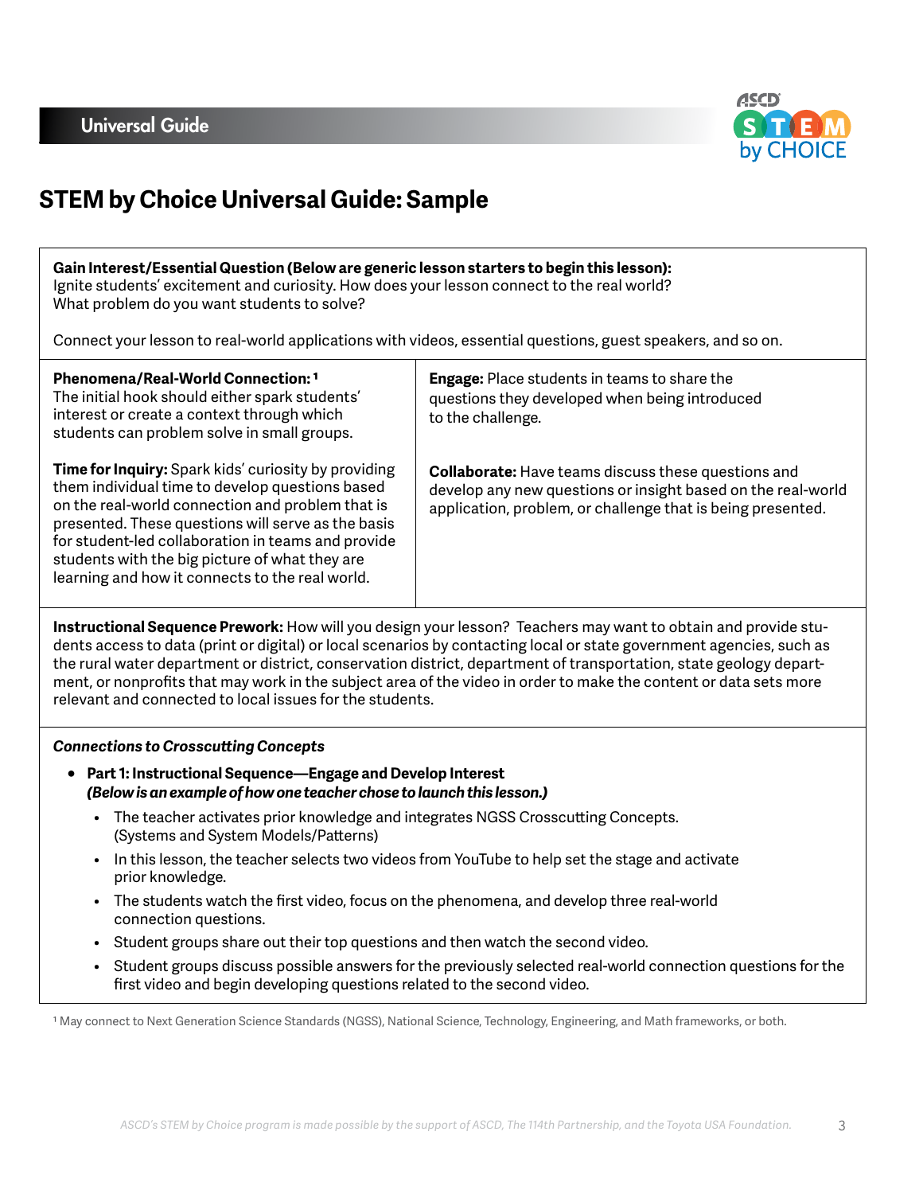# STEM by Choice Universal Guide: Sample

**Gain Interest/Essential Question (Below are generic lesson starters to begin this lesson):**
Ignite students' excitement and curiosity. How does your lesson connect to the real world? What problem do you want students to solve?

Connect your lesson to real-world applications with videos, essential questions, guest speakers, and so on.

**Phenomena/Real-World Connection:** [1]
The initial hook should either spark students' interest or create a context through which students can problem solve in small groups.

**Time for Inquiry:** Spark kids' curiosity by providing them individual time to develop questions based on the real-world connection and problem that is presented. These questions will serve as the basis for student-led collaboration in teams and provide students with the big picture of what they are learning and how it connects to the real world.

**Engage:** Place students in teams to share the questions they developed when being introduced to the challenge.

**Collaborate:** Have teams discuss these questions and develop any new questions or insight based on the real-world application, problem, or challenge that is being presented.

**Instructional Sequence Prework:** How will you design your lesson? Teachers may want to obtain and provide students access to data (print or digital) or local scenarios by contacting local or state government agencies, such as the rural water department or district, conservation district, department of transportation, state geology department, or nonprofits that may work in the subject area of the video in order to make the content or data sets more relevant and connected to local issues for the students.

*Connections to Crosscutting Concepts*

- **Part 1: Instructional Sequence—Engage and Develop Interest**
  ***(Below is an example of how one teacher chose to launch this lesson.)***
  - The teacher activates prior knowledge and integrates NGSS Crosscutting Concepts. (Systems and System Models/Patterns)
  - In this lesson, the teacher selects two videos from YouTube to help set the stage and activate prior knowledge.
  - The students watch the first video, focus on the phenomena, and develop three real-world connection questions.
  - Student groups share out their top questions and then watch the second video.
  - Student groups discuss possible answers for the previously selected real-world connection questions for the first video and begin developing questions related to the second video.

[1] May connect to Next Generation Science Standards (NGSS), National Science, Technology, Engineering, and Math frameworks, or both.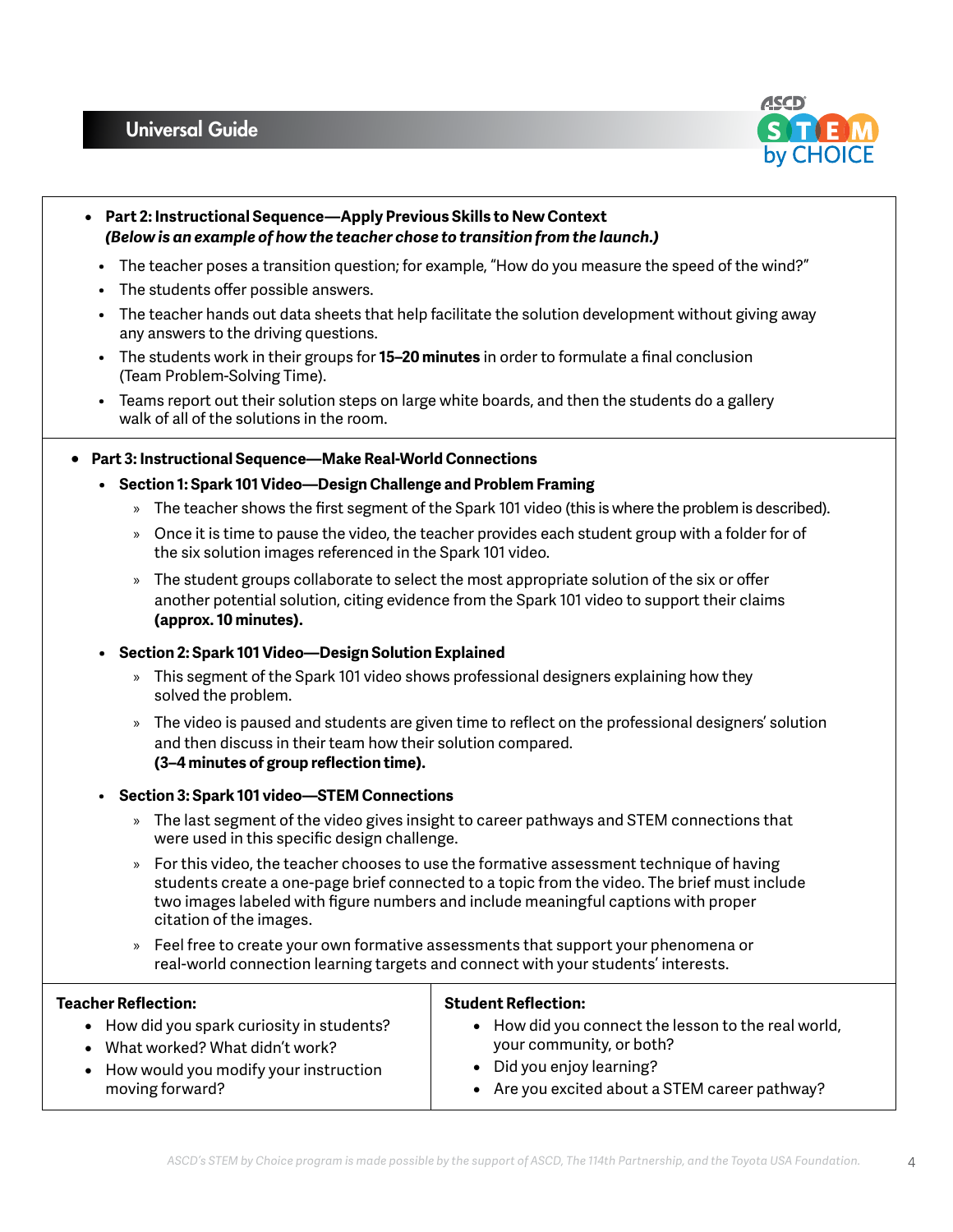- **Part 2: Instructional Sequence—Apply Previous Skills to New Context**
  ***(Below is an example of how the teacher chose to transition from the launch.)***
  - The teacher poses a transition question; for example, "How do you measure the speed of the wind?"
  - The students offer possible answers.
  - The teacher hands out data sheets that help facilitate the solution development without giving away any answers to the driving questions.
  - The students work in their groups for **15–20 minutes** in order to formulate a final conclusion (Team Problem-Solving Time).
  - Teams report out their solution steps on large white boards, and then the students do a gallery walk of all of the solutions in the room.

- **Part 3: Instructional Sequence—Make Real-World Connections**
  - **Section 1: Spark 101 Video—Design Challenge and Problem Framing**
    - The teacher shows the first segment of the Spark 101 video (this is where the problem is described).
    - Once it is time to pause the video, the teacher provides each student group with a folder for of the six solution images referenced in the Spark 101 video.
    - The student groups collaborate to select the most appropriate solution of the six or offer another potential solution, citing evidence from the Spark 101 video to support their claims **(approx. 10 minutes).**
  - **Section 2: Spark 101 Video—Design Solution Explained**
    - This segment of the Spark 101 video shows professional designers explaining how they solved the problem.
    - The video is paused and students are given time to reflect on the professional designers' solution and then discuss in their team how their solution compared. **(3–4 minutes of group reflection time).**
  - **Section 3: Spark 101 video—STEM Connections**
    - The last segment of the video gives insight to career pathways and STEM connections that were used in this specific design challenge.
    - For this video, the teacher chooses to use the formative assessment technique of having students create a one-page brief connected to a topic from the video. The brief must include two images labeled with figure numbers and include meaningful captions with proper citation of the images.
    - Feel free to create your own formative assessments that support your phenomena or real-world connection learning targets and connect with your students' interests.

**Teacher Reflection:**
- How did you spark curiosity in students?
- What worked? What didn't work?
- How would you modify your instruction moving forward?

**Student Reflection:**
- How did you connect the lesson to the real world, your community, or both?
- Did you enjoy learning?
- Are you excited about a STEM career pathway?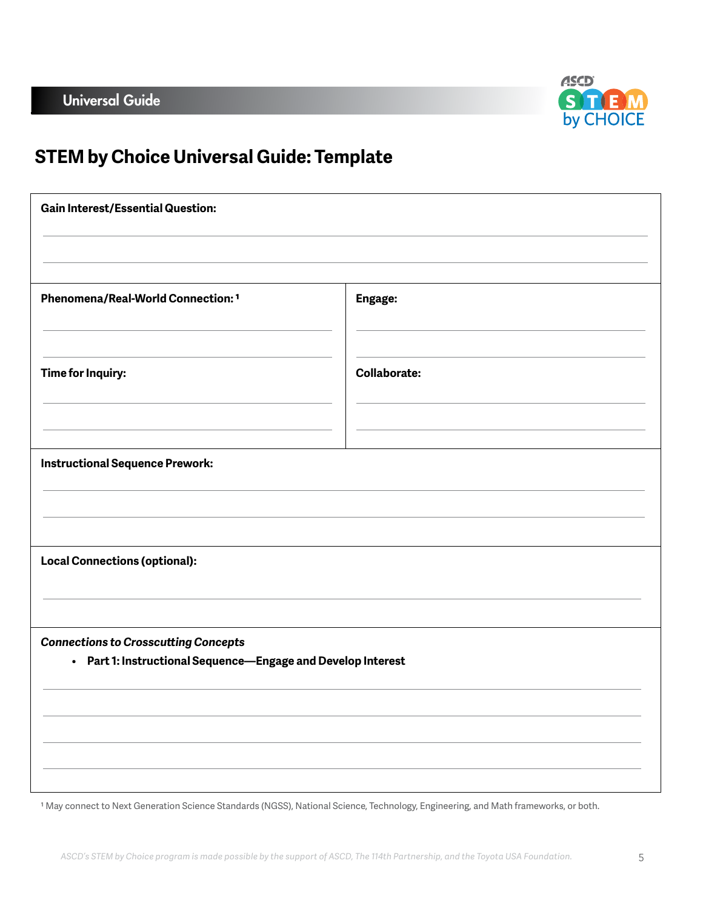## STEM by Choice Universal Guide: Template

**Gain Interest/Essential Question:**

**Phenomena/Real-World Connection:** [1]

**Engage:**

**Time for Inquiry:**

**Collaborate:**

**Instructional Sequence Prework:**

**Local Connections (optional):**

***Connections to Crosscutting Concepts***

- **Part 1: Instructional Sequence—Engage and Develop Interest**

[1] May connect to Next Generation Science Standards (NGSS), National Science, Technology, Engineering, and Math frameworks, or both.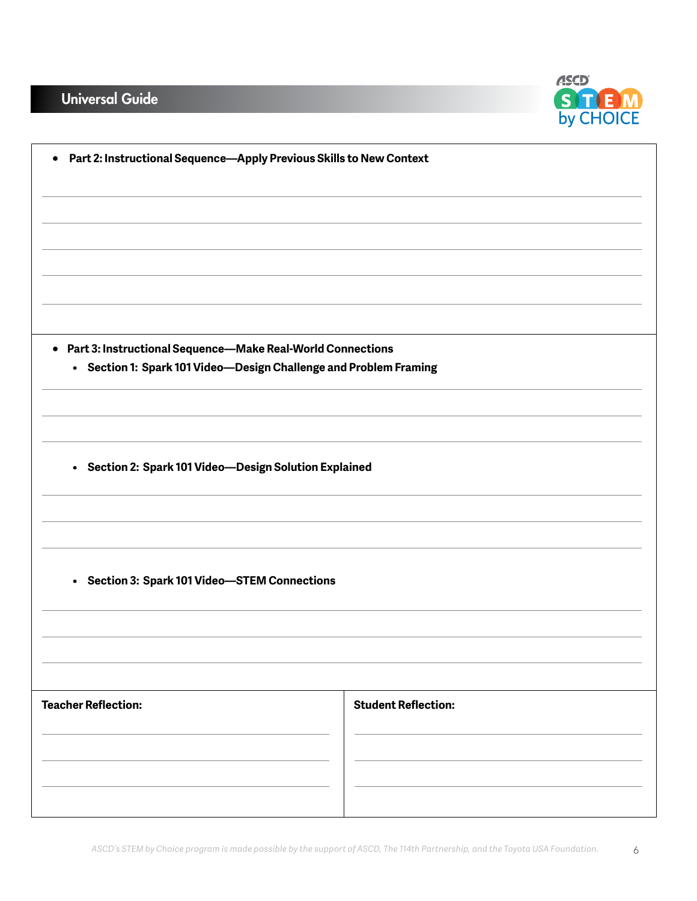- **Part 2: Instructional Sequence—Apply Previous Skills to New Context**

- **Part 3: Instructional Sequence—Make Real-World Connections**
  - **Section 1: Spark 101 Video—Design Challenge and Problem Framing**
  - **Section 2: Spark 101 Video—Design Solution Explained**
  - **Section 3: Spark 101 Video—STEM Connections**

| **Teacher Reflection:** | **Student Reflection:** |
| --- | --- |
| | |

*ASCD's STEM by Choice program is made possible by the support of ASCD, The 114th Partnership, and the Toyota USA Foundation.*